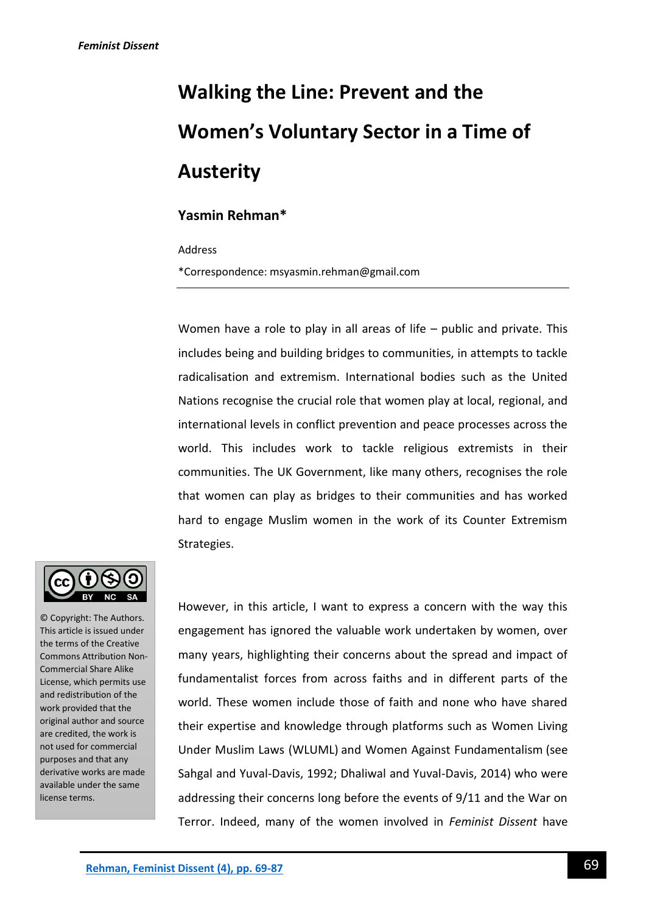# Walking the Line: Prevent and the Women's Voluntary Sector in a Time of Austerity

## Yasmin Rehman*

Address

*Correspondence: msyasmin.rehman@gmail.com

Women have a role to play in all areas of life – public and private. This includes being and building bridges to communities, in attempts to tackle radicalisation and extremism. International bodies such as the United Nations recognise the crucial role that women play at local, regional, and international levels in conflict prevention and peace processes across the world. This includes work to tackle religious extremists in their communities. The UK Government, like many others, recognises the role that women can play as bridges to their communities and has worked hard to engage Muslim women in the work of its Counter Extremism Strategies.

© Copyright: The Authors. This article is issued under the terms of the Creative Commons Attribution Non-Commercial Share Alike License, which permits use and redistribution of the work provided that the original author and source are credited, the work is not used for commercial purposes and that any derivative works are made available under the same license terms.

However, in this article, I want to express a concern with the way this engagement has ignored the valuable work undertaken by women, over many years, highlighting their concerns about the spread and impact of fundamentalist forces from across faiths and in different parts of the world. These women include those of faith and none who have shared their expertise and knowledge through platforms such as Women Living Under Muslim Laws (WLUML) and Women Against Fundamentalism (see Sahgal and Yuval-Davis, 1992; Dhaliwal and Yuval-Davis, 2014) who were addressing their concerns long before the events of 9/11 and the War on Terror. Indeed, many of the women involved in *Feminist Dissent* have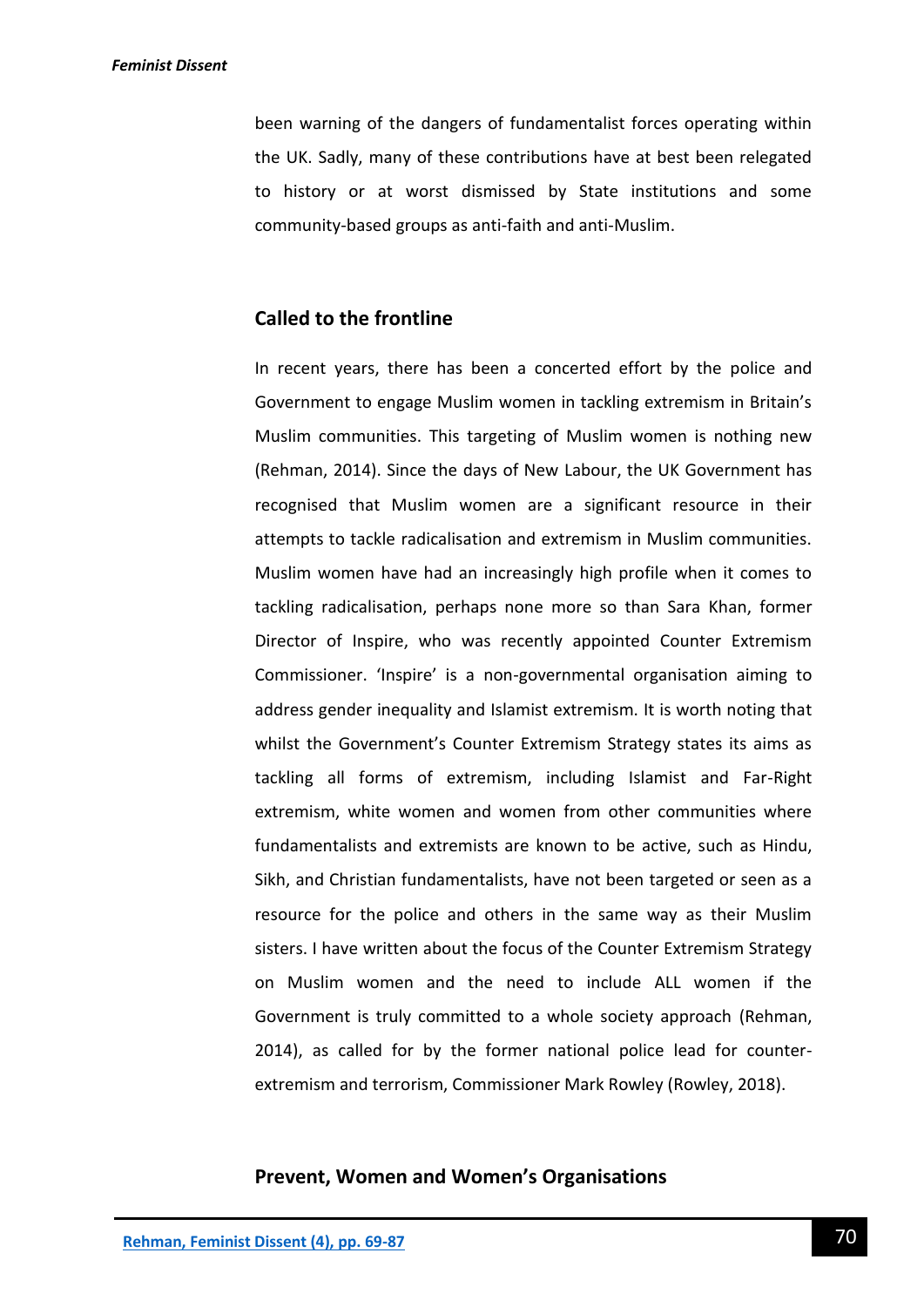been warning of the dangers of fundamentalist forces operating within the UK. Sadly, many of these contributions have at best been relegated to history or at worst dismissed by State institutions and some community-based groups as anti-faith and anti-Muslim.

## Called to the frontline

In recent years, there has been a concerted effort by the police and Government to engage Muslim women in tackling extremism in Britain's Muslim communities. This targeting of Muslim women is nothing new (Rehman, 2014). Since the days of New Labour, the UK Government has recognised that Muslim women are a significant resource in their attempts to tackle radicalisation and extremism in Muslim communities. Muslim women have had an increasingly high profile when it comes to tackling radicalisation, perhaps none more so than Sara Khan, former Director of Inspire, who was recently appointed Counter Extremism Commissioner. 'Inspire' is a non-governmental organisation aiming to address gender inequality and Islamist extremism. It is worth noting that whilst the Government's Counter Extremism Strategy states its aims as tackling all forms of extremism, including Islamist and Far-Right extremism, white women and women from other communities where fundamentalists and extremists are known to be active, such as Hindu, Sikh, and Christian fundamentalists, have not been targeted or seen as a resource for the police and others in the same way as their Muslim sisters. I have written about the focus of the Counter Extremism Strategy on Muslim women and the need to include ALL women if the Government is truly committed to a whole society approach (Rehman, 2014), as called for by the former national police lead for counter-extremism and terrorism, Commissioner Mark Rowley (Rowley, 2018).

## Prevent, Women and Women's Organisations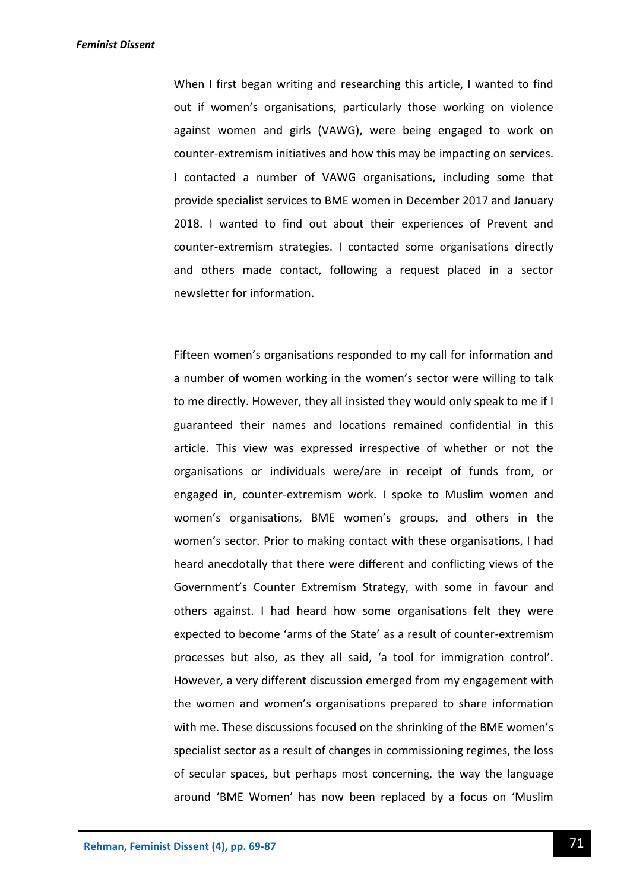When I first began writing and researching this article, I wanted to find out if women's organisations, particularly those working on violence against women and girls (VAWG), were being engaged to work on counter-extremism initiatives and how this may be impacting on services. I contacted a number of VAWG organisations, including some that provide specialist services to BME women in December 2017 and January 2018. I wanted to find out about their experiences of Prevent and counter-extremism strategies. I contacted some organisations directly and others made contact, following a request placed in a sector newsletter for information.

Fifteen women's organisations responded to my call for information and a number of women working in the women's sector were willing to talk to me directly. However, they all insisted they would only speak to me if I guaranteed their names and locations remained confidential in this article. This view was expressed irrespective of whether or not the organisations or individuals were/are in receipt of funds from, or engaged in, counter-extremism work. I spoke to Muslim women and women's organisations, BME women's groups, and others in the women's sector. Prior to making contact with these organisations, I had heard anecdotally that there were different and conflicting views of the Government's Counter Extremism Strategy, with some in favour and others against. I had heard how some organisations felt they were expected to become 'arms of the State' as a result of counter-extremism processes but also, as they all said, 'a tool for immigration control'. However, a very different discussion emerged from my engagement with the women and women's organisations prepared to share information with me. These discussions focused on the shrinking of the BME women's specialist sector as a result of changes in commissioning regimes, the loss of secular spaces, but perhaps most concerning, the way the language around 'BME Women' has now been replaced by a focus on 'Muslim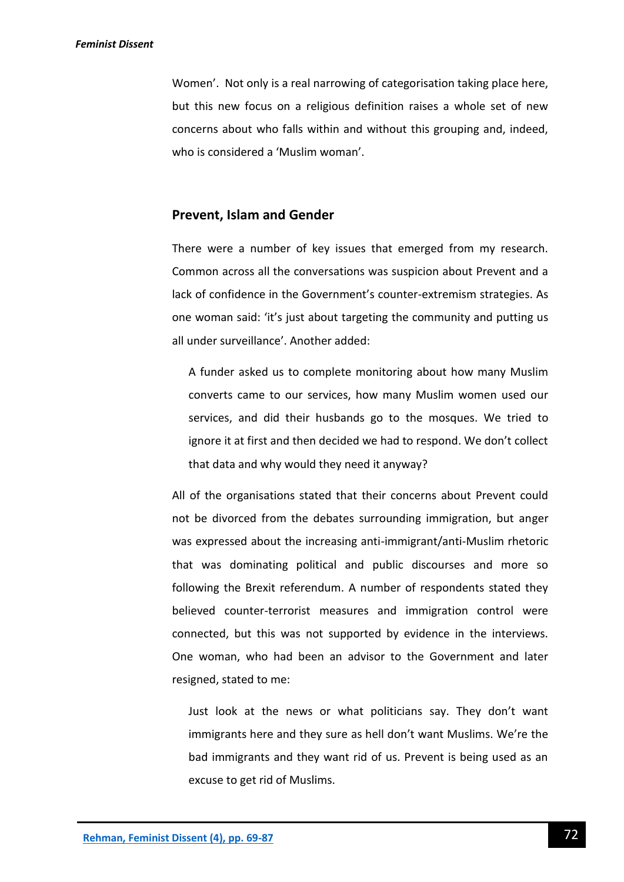Women'. Not only is a real narrowing of categorisation taking place here, but this new focus on a religious definition raises a whole set of new concerns about who falls within and without this grouping and, indeed, who is considered a 'Muslim woman'.

## Prevent, Islam and Gender

There were a number of key issues that emerged from my research. Common across all the conversations was suspicion about Prevent and a lack of confidence in the Government's counter-extremism strategies. As one woman said: 'it's just about targeting the community and putting us all under surveillance'. Another added:

> A funder asked us to complete monitoring about how many Muslim converts came to our services, how many Muslim women used our services, and did their husbands go to the mosques. We tried to ignore it at first and then decided we had to respond. We don't collect that data and why would they need it anyway?

All of the organisations stated that their concerns about Prevent could not be divorced from the debates surrounding immigration, but anger was expressed about the increasing anti-immigrant/anti-Muslim rhetoric that was dominating political and public discourses and more so following the Brexit referendum. A number of respondents stated they believed counter-terrorist measures and immigration control were connected, but this was not supported by evidence in the interviews. One woman, who had been an advisor to the Government and later resigned, stated to me:

> Just look at the news or what politicians say. They don't want immigrants here and they sure as hell don't want Muslims. We're the bad immigrants and they want rid of us. Prevent is being used as an excuse to get rid of Muslims.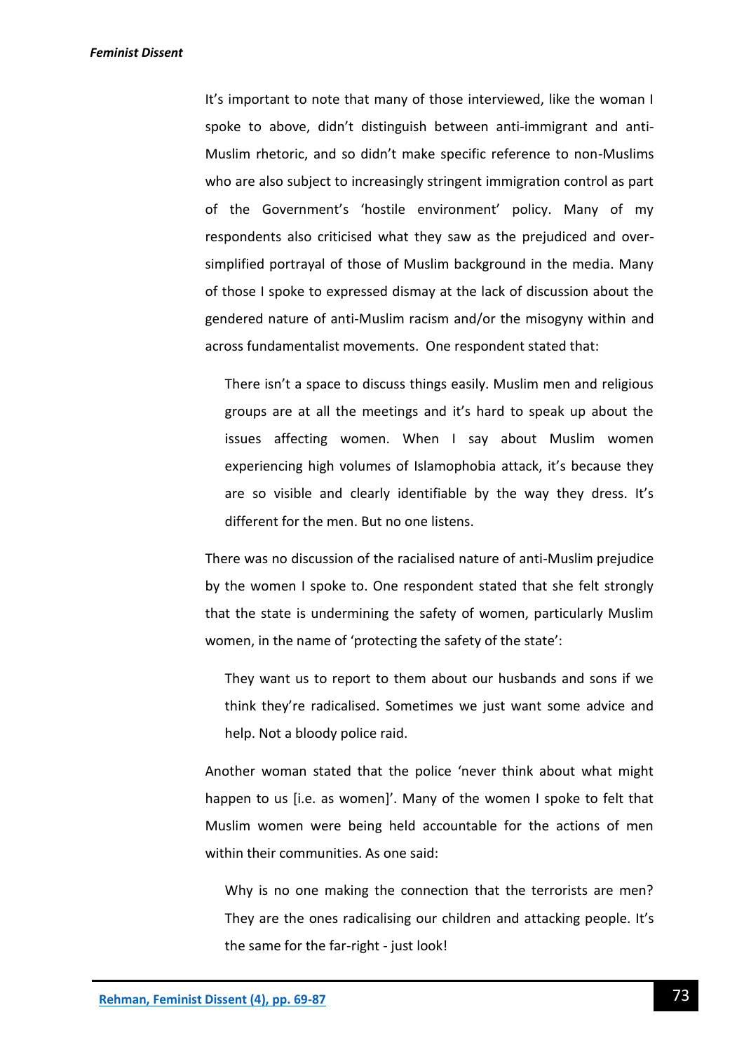It's important to note that many of those interviewed, like the woman I spoke to above, didn't distinguish between anti-immigrant and anti-Muslim rhetoric, and so didn't make specific reference to non-Muslims who are also subject to increasingly stringent immigration control as part of the Government's 'hostile environment' policy. Many of my respondents also criticised what they saw as the prejudiced and over-simplified portrayal of those of Muslim background in the media. Many of those I spoke to expressed dismay at the lack of discussion about the gendered nature of anti-Muslim racism and/or the misogyny within and across fundamentalist movements. One respondent stated that:

> There isn't a space to discuss things easily. Muslim men and religious groups are at all the meetings and it's hard to speak up about the issues affecting women. When I say about Muslim women experiencing high volumes of Islamophobia attack, it's because they are so visible and clearly identifiable by the way they dress. It's different for the men. But no one listens.

There was no discussion of the racialised nature of anti-Muslim prejudice by the women I spoke to. One respondent stated that she felt strongly that the state is undermining the safety of women, particularly Muslim women, in the name of 'protecting the safety of the state':

> They want us to report to them about our husbands and sons if we think they're radicalised. Sometimes we just want some advice and help. Not a bloody police raid.

Another woman stated that the police 'never think about what might happen to us [i.e. as women]'. Many of the women I spoke to felt that Muslim women were being held accountable for the actions of men within their communities. As one said:

> Why is no one making the connection that the terrorists are men? They are the ones radicalising our children and attacking people. It's the same for the far-right - just look!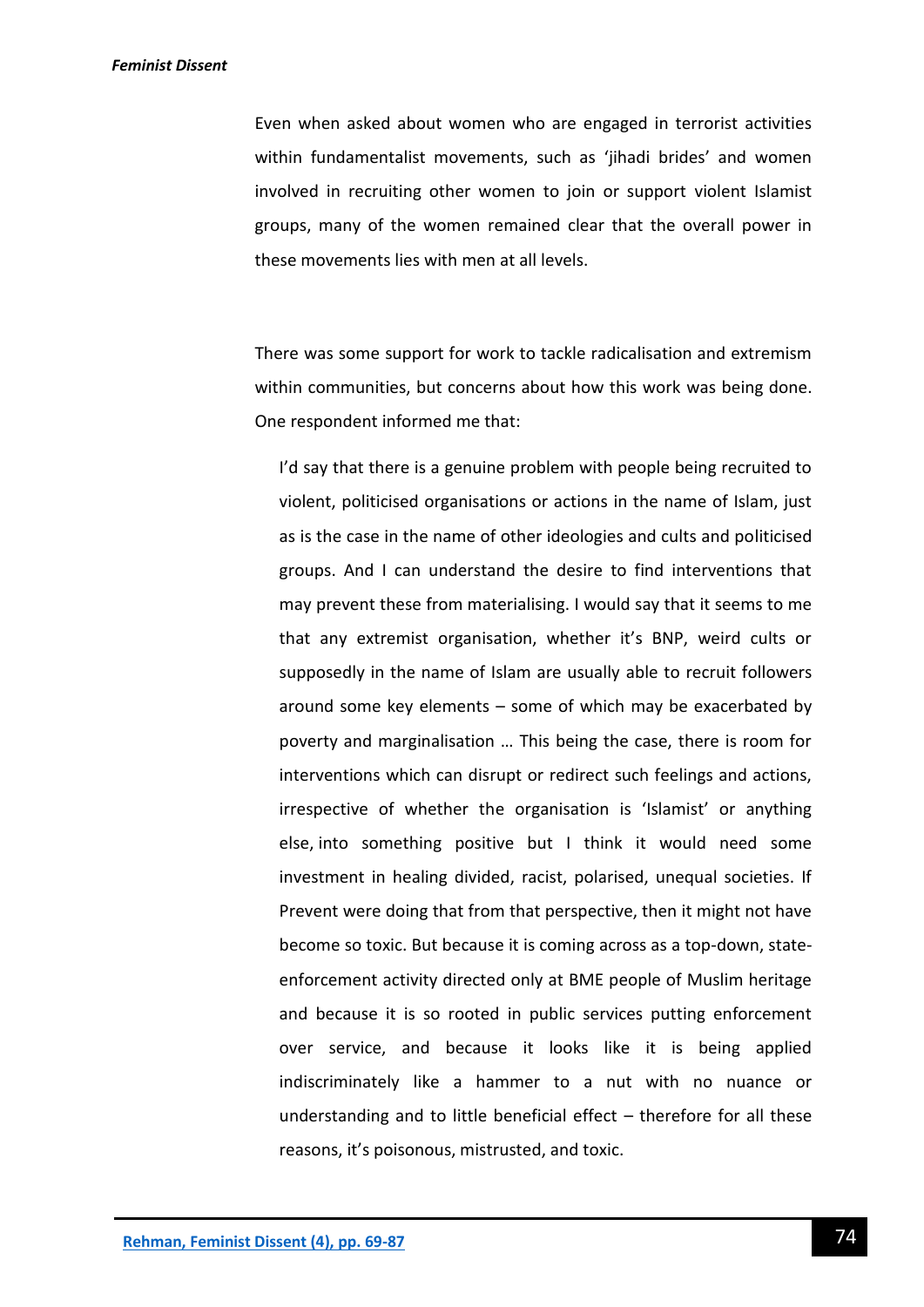Even when asked about women who are engaged in terrorist activities within fundamentalist movements, such as 'jihadi brides' and women involved in recruiting other women to join or support violent Islamist groups, many of the women remained clear that the overall power in these movements lies with men at all levels.

There was some support for work to tackle radicalisation and extremism within communities, but concerns about how this work was being done. One respondent informed me that:

> I'd say that there is a genuine problem with people being recruited to violent, politicised organisations or actions in the name of Islam, just as is the case in the name of other ideologies and cults and politicised groups. And I can understand the desire to find interventions that may prevent these from materialising. I would say that it seems to me that any extremist organisation, whether it's BNP, weird cults or supposedly in the name of Islam are usually able to recruit followers around some key elements – some of which may be exacerbated by poverty and marginalisation … This being the case, there is room for interventions which can disrupt or redirect such feelings and actions, irrespective of whether the organisation is 'Islamist' or anything else, into something positive but I think it would need some investment in healing divided, racist, polarised, unequal societies. If Prevent were doing that from that perspective, then it might not have become so toxic. But because it is coming across as a top-down, state-enforcement activity directed only at BME people of Muslim heritage and because it is so rooted in public services putting enforcement over service, and because it looks like it is being applied indiscriminately like a hammer to a nut with no nuance or understanding and to little beneficial effect – therefore for all these reasons, it's poisonous, mistrusted, and toxic.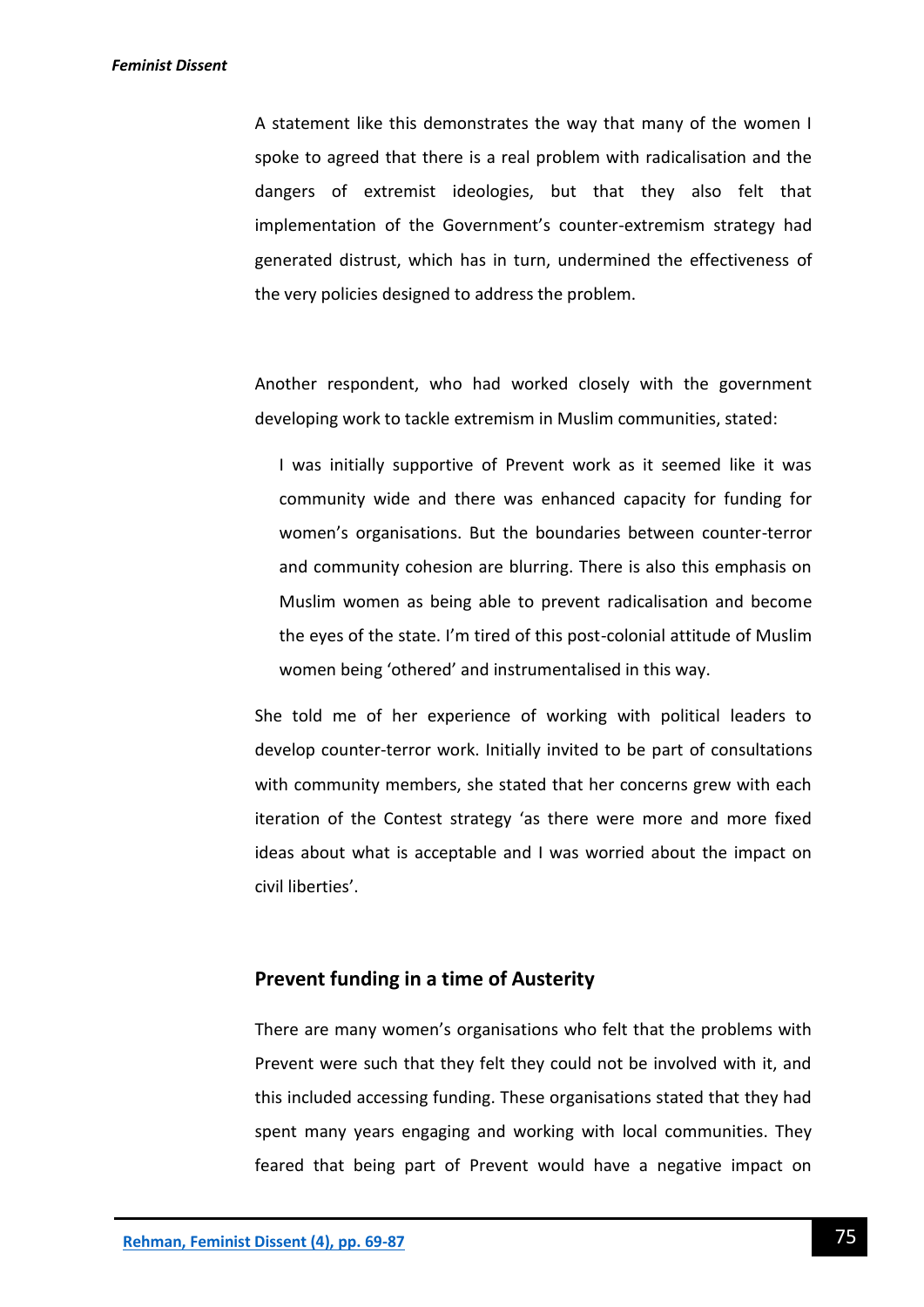A statement like this demonstrates the way that many of the women I spoke to agreed that there is a real problem with radicalisation and the dangers of extremist ideologies, but that they also felt that implementation of the Government's counter-extremism strategy had generated distrust, which has in turn, undermined the effectiveness of the very policies designed to address the problem.

Another respondent, who had worked closely with the government developing work to tackle extremism in Muslim communities, stated:

> I was initially supportive of Prevent work as it seemed like it was community wide and there was enhanced capacity for funding for women's organisations. But the boundaries between counter-terror and community cohesion are blurring. There is also this emphasis on Muslim women as being able to prevent radicalisation and become the eyes of the state. I'm tired of this post-colonial attitude of Muslim women being 'othered' and instrumentalised in this way.

She told me of her experience of working with political leaders to develop counter-terror work. Initially invited to be part of consultations with community members, she stated that her concerns grew with each iteration of the Contest strategy 'as there were more and more fixed ideas about what is acceptable and I was worried about the impact on civil liberties'.

## Prevent funding in a time of Austerity

There are many women's organisations who felt that the problems with Prevent were such that they felt they could not be involved with it, and this included accessing funding. These organisations stated that they had spent many years engaging and working with local communities. They feared that being part of Prevent would have a negative impact on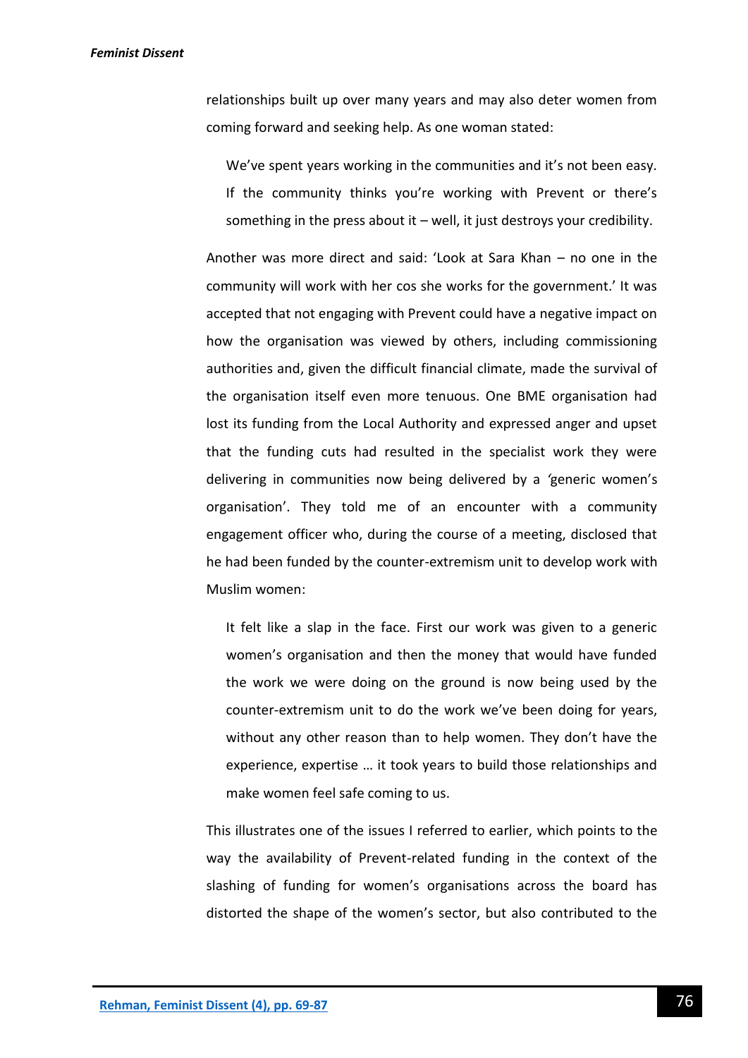relationships built up over many years and may also deter women from coming forward and seeking help. As one woman stated:

> We've spent years working in the communities and it's not been easy. If the community thinks you're working with Prevent or there's something in the press about it – well, it just destroys your credibility.

Another was more direct and said: 'Look at Sara Khan – no one in the community will work with her cos she works for the government.' It was accepted that not engaging with Prevent could have a negative impact on how the organisation was viewed by others, including commissioning authorities and, given the difficult financial climate, made the survival of the organisation itself even more tenuous. One BME organisation had lost its funding from the Local Authority and expressed anger and upset that the funding cuts had resulted in the specialist work they were delivering in communities now being delivered by a 'generic women's organisation'. They told me of an encounter with a community engagement officer who, during the course of a meeting, disclosed that he had been funded by the counter-extremism unit to develop work with Muslim women:

> It felt like a slap in the face. First our work was given to a generic women's organisation and then the money that would have funded the work we were doing on the ground is now being used by the counter-extremism unit to do the work we've been doing for years, without any other reason than to help women. They don't have the experience, expertise … it took years to build those relationships and make women feel safe coming to us.

This illustrates one of the issues I referred to earlier, which points to the way the availability of Prevent-related funding in the context of the slashing of funding for women's organisations across the board has distorted the shape of the women's sector, but also contributed to the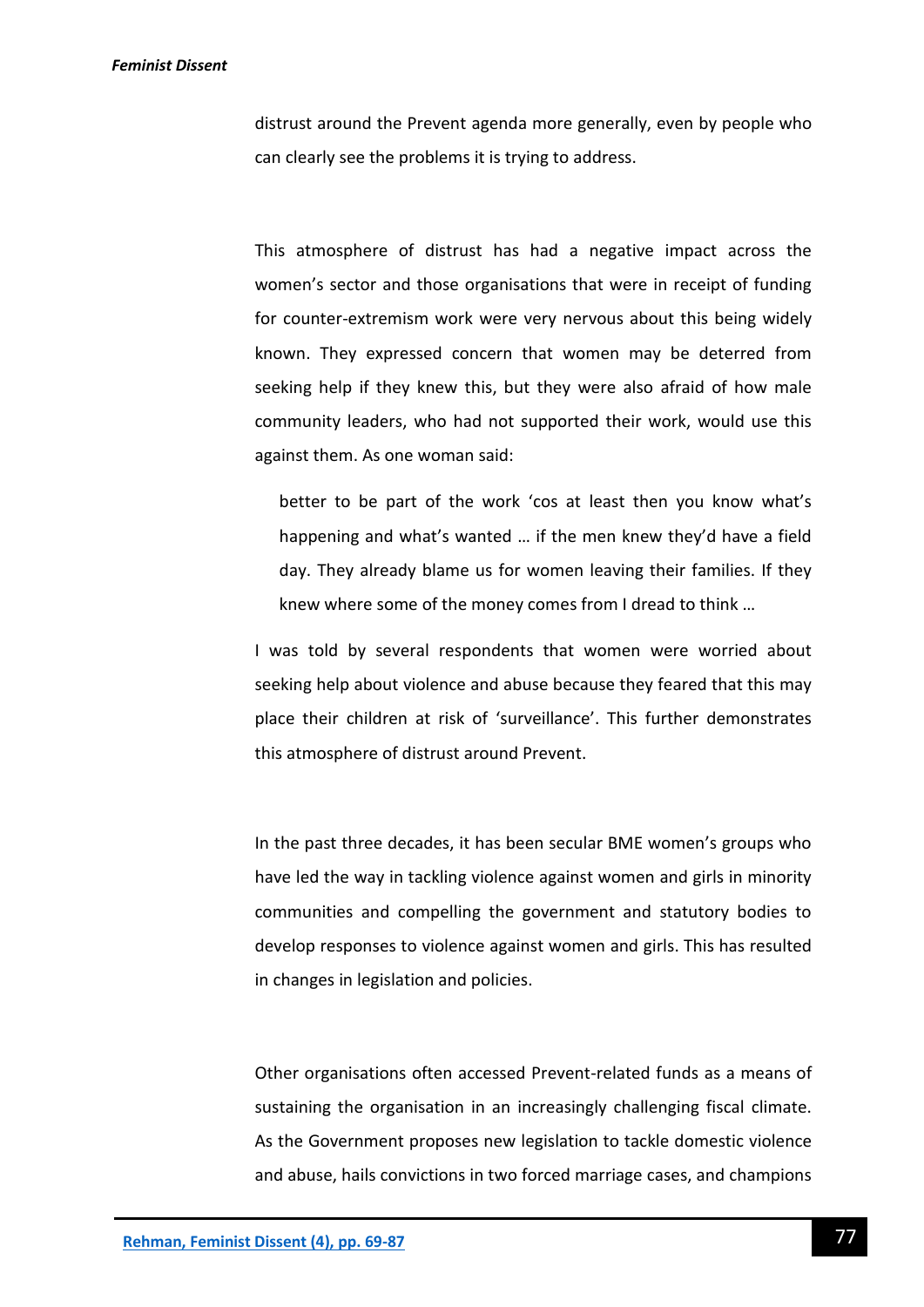distrust around the Prevent agenda more generally, even by people who can clearly see the problems it is trying to address.

This atmosphere of distrust has had a negative impact across the women's sector and those organisations that were in receipt of funding for counter-extremism work were very nervous about this being widely known. They expressed concern that women may be deterred from seeking help if they knew this, but they were also afraid of how male community leaders, who had not supported their work, would use this against them. As one woman said:

> better to be part of the work 'cos at least then you know what's happening and what's wanted … if the men knew they'd have a field day. They already blame us for women leaving their families. If they knew where some of the money comes from I dread to think …

I was told by several respondents that women were worried about seeking help about violence and abuse because they feared that this may place their children at risk of 'surveillance'. This further demonstrates this atmosphere of distrust around Prevent.

In the past three decades, it has been secular BME women's groups who have led the way in tackling violence against women and girls in minority communities and compelling the government and statutory bodies to develop responses to violence against women and girls. This has resulted in changes in legislation and policies.

Other organisations often accessed Prevent-related funds as a means of sustaining the organisation in an increasingly challenging fiscal climate. As the Government proposes new legislation to tackle domestic violence and abuse, hails convictions in two forced marriage cases, and champions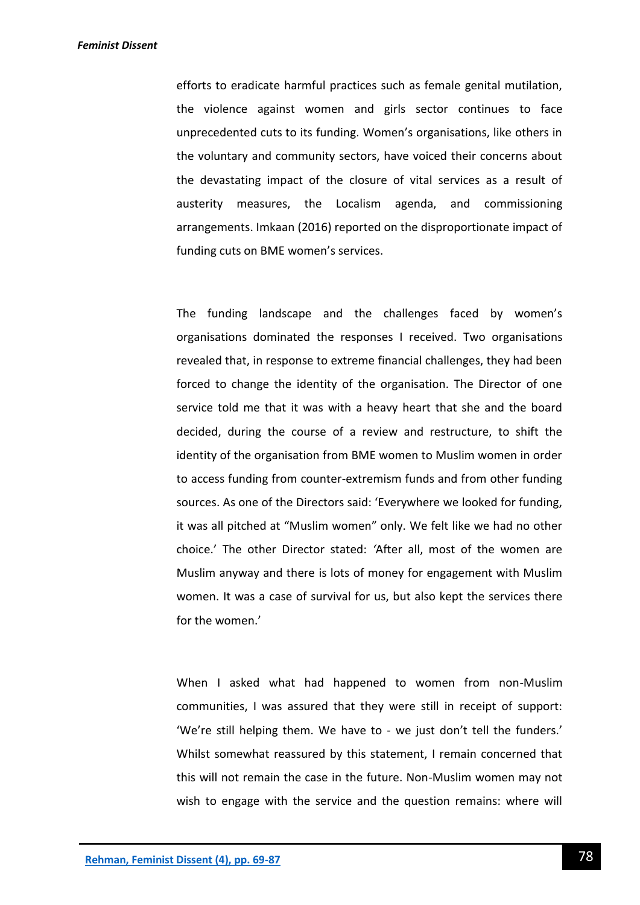efforts to eradicate harmful practices such as female genital mutilation, the violence against women and girls sector continues to face unprecedented cuts to its funding. Women's organisations, like others in the voluntary and community sectors, have voiced their concerns about the devastating impact of the closure of vital services as a result of austerity measures, the Localism agenda, and commissioning arrangements. Imkaan (2016) reported on the disproportionate impact of funding cuts on BME women's services.

The funding landscape and the challenges faced by women's organisations dominated the responses I received. Two organisations revealed that, in response to extreme financial challenges, they had been forced to change the identity of the organisation. The Director of one service told me that it was with a heavy heart that she and the board decided, during the course of a review and restructure, to shift the identity of the organisation from BME women to Muslim women in order to access funding from counter-extremism funds and from other funding sources. As one of the Directors said: 'Everywhere we looked for funding, it was all pitched at "Muslim women" only. We felt like we had no other choice.' The other Director stated: 'After all, most of the women are Muslim anyway and there is lots of money for engagement with Muslim women. It was a case of survival for us, but also kept the services there for the women.'

When I asked what had happened to women from non-Muslim communities, I was assured that they were still in receipt of support: 'We're still helping them. We have to - we just don't tell the funders.' Whilst somewhat reassured by this statement, I remain concerned that this will not remain the case in the future. Non-Muslim women may not wish to engage with the service and the question remains: where will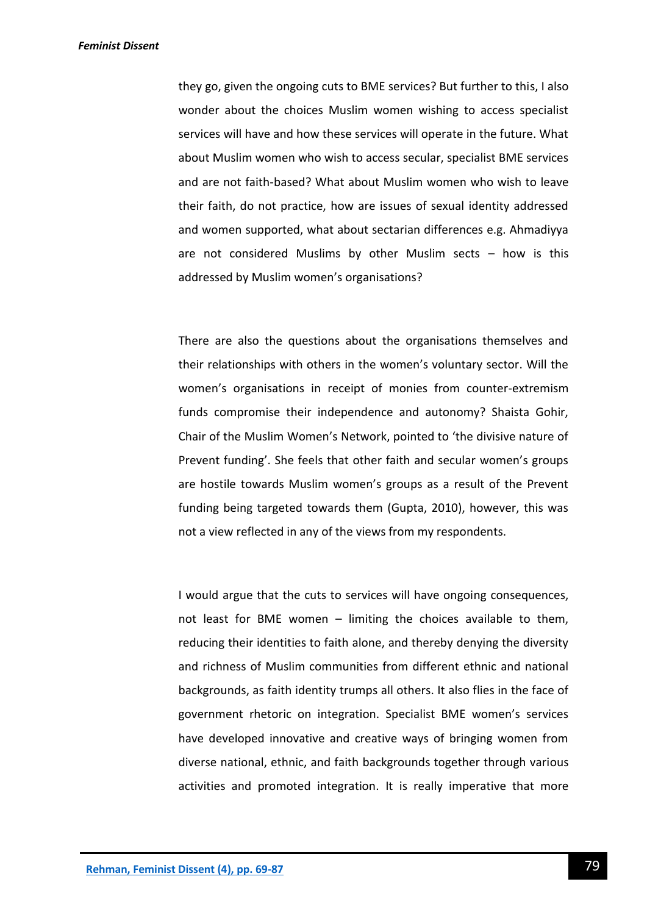they go, given the ongoing cuts to BME services? But further to this, I also wonder about the choices Muslim women wishing to access specialist services will have and how these services will operate in the future. What about Muslim women who wish to access secular, specialist BME services and are not faith-based? What about Muslim women who wish to leave their faith, do not practice, how are issues of sexual identity addressed and women supported, what about sectarian differences e.g. Ahmadiyya are not considered Muslims by other Muslim sects – how is this addressed by Muslim women's organisations?

There are also the questions about the organisations themselves and their relationships with others in the women's voluntary sector. Will the women's organisations in receipt of monies from counter-extremism funds compromise their independence and autonomy? Shaista Gohir, Chair of the Muslim Women's Network, pointed to 'the divisive nature of Prevent funding'. She feels that other faith and secular women's groups are hostile towards Muslim women's groups as a result of the Prevent funding being targeted towards them (Gupta, 2010), however, this was not a view reflected in any of the views from my respondents.

I would argue that the cuts to services will have ongoing consequences, not least for BME women – limiting the choices available to them, reducing their identities to faith alone, and thereby denying the diversity and richness of Muslim communities from different ethnic and national backgrounds, as faith identity trumps all others. It also flies in the face of government rhetoric on integration. Specialist BME women's services have developed innovative and creative ways of bringing women from diverse national, ethnic, and faith backgrounds together through various activities and promoted integration. It is really imperative that more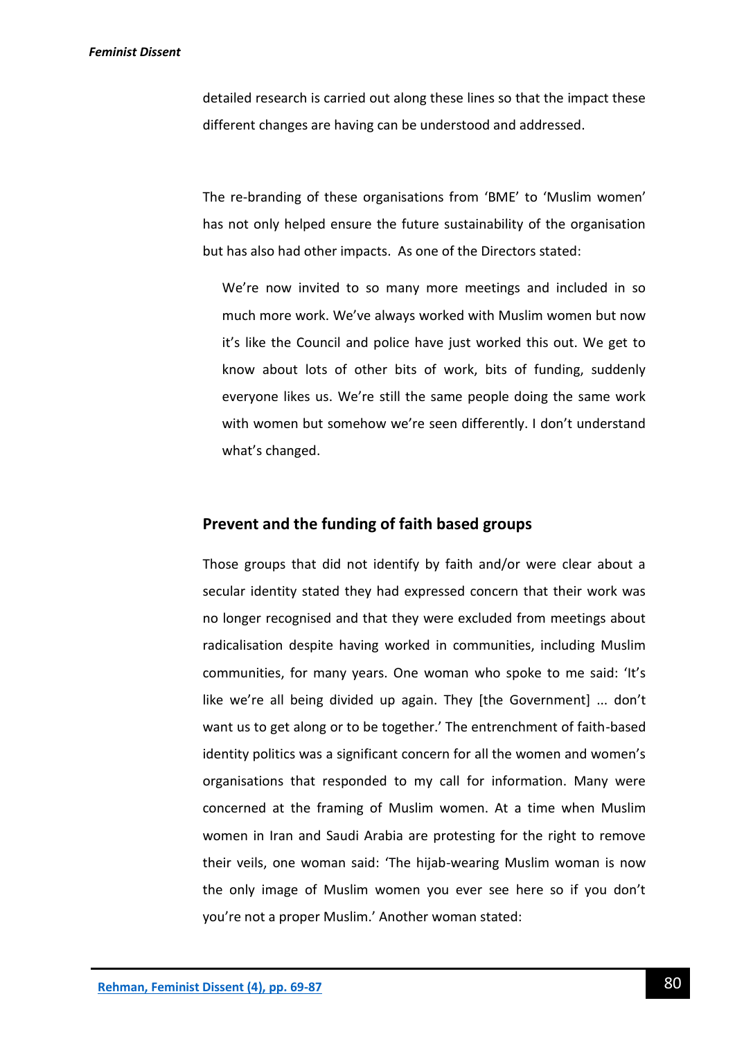detailed research is carried out along these lines so that the impact these different changes are having can be understood and addressed.

The re-branding of these organisations from 'BME' to 'Muslim women' has not only helped ensure the future sustainability of the organisation but has also had other impacts. As one of the Directors stated:

> We're now invited to so many more meetings and included in so much more work. We've always worked with Muslim women but now it's like the Council and police have just worked this out. We get to know about lots of other bits of work, bits of funding, suddenly everyone likes us. We're still the same people doing the same work with women but somehow we're seen differently. I don't understand what's changed.

## Prevent and the funding of faith based groups

Those groups that did not identify by faith and/or were clear about a secular identity stated they had expressed concern that their work was no longer recognised and that they were excluded from meetings about radicalisation despite having worked in communities, including Muslim communities, for many years. One woman who spoke to me said: 'It's like we're all being divided up again. They [the Government] ... don't want us to get along or to be together.' The entrenchment of faith-based identity politics was a significant concern for all the women and women's organisations that responded to my call for information. Many were concerned at the framing of Muslim women. At a time when Muslim women in Iran and Saudi Arabia are protesting for the right to remove their veils, one woman said: 'The hijab-wearing Muslim woman is now the only image of Muslim women you ever see here so if you don't you're not a proper Muslim.' Another woman stated: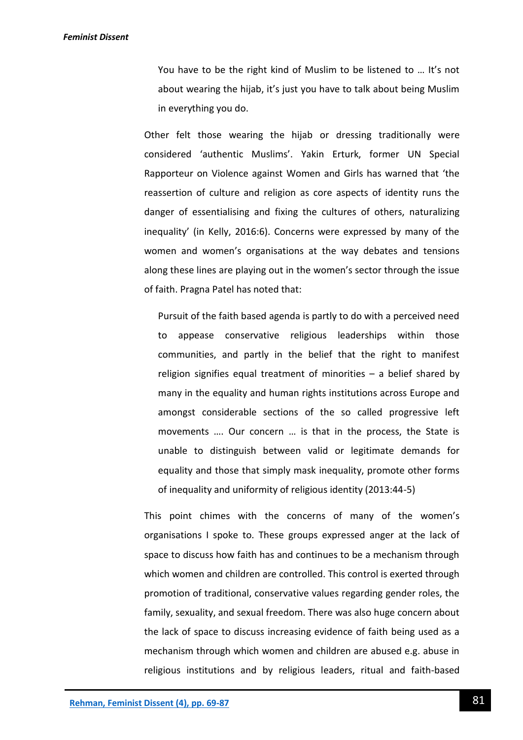> You have to be the right kind of Muslim to be listened to … It's not about wearing the hijab, it's just you have to talk about being Muslim in everything you do.

Other felt those wearing the hijab or dressing traditionally were considered 'authentic Muslims'. Yakin Erturk, former UN Special Rapporteur on Violence against Women and Girls has warned that 'the reassertion of culture and religion as core aspects of identity runs the danger of essentialising and fixing the cultures of others, naturalizing inequality' (in Kelly, 2016:6). Concerns were expressed by many of the women and women's organisations at the way debates and tensions along these lines are playing out in the women's sector through the issue of faith. Pragna Patel has noted that:

> Pursuit of the faith based agenda is partly to do with a perceived need to appease conservative religious leaderships within those communities, and partly in the belief that the right to manifest religion signifies equal treatment of minorities – a belief shared by many in the equality and human rights institutions across Europe and amongst considerable sections of the so called progressive left movements …. Our concern … is that in the process, the State is unable to distinguish between valid or legitimate demands for equality and those that simply mask inequality, promote other forms of inequality and uniformity of religious identity (2013:44-5)

This point chimes with the concerns of many of the women's organisations I spoke to. These groups expressed anger at the lack of space to discuss how faith has and continues to be a mechanism through which women and children are controlled. This control is exerted through promotion of traditional, conservative values regarding gender roles, the family, sexuality, and sexual freedom. There was also huge concern about the lack of space to discuss increasing evidence of faith being used as a mechanism through which women and children are abused e.g. abuse in religious institutions and by religious leaders, ritual and faith-based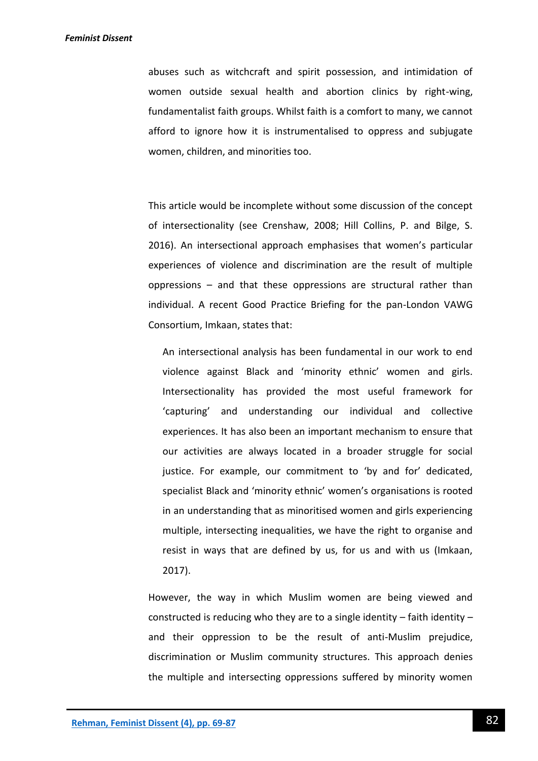abuses such as witchcraft and spirit possession, and intimidation of women outside sexual health and abortion clinics by right-wing, fundamentalist faith groups. Whilst faith is a comfort to many, we cannot afford to ignore how it is instrumentalised to oppress and subjugate women, children, and minorities too.

This article would be incomplete without some discussion of the concept of intersectionality (see Crenshaw, 2008; Hill Collins, P. and Bilge, S. 2016). An intersectional approach emphasises that women's particular experiences of violence and discrimination are the result of multiple oppressions – and that these oppressions are structural rather than individual. A recent Good Practice Briefing for the pan-London VAWG Consortium, Imkaan, states that:

> An intersectional analysis has been fundamental in our work to end violence against Black and 'minority ethnic' women and girls. Intersectionality has provided the most useful framework for 'capturing' and understanding our individual and collective experiences. It has also been an important mechanism to ensure that our activities are always located in a broader struggle for social justice. For example, our commitment to 'by and for' dedicated, specialist Black and 'minority ethnic' women's organisations is rooted in an understanding that as minoritised women and girls experiencing multiple, intersecting inequalities, we have the right to organise and resist in ways that are defined by us, for us and with us (Imkaan, 2017).

However, the way in which Muslim women are being viewed and constructed is reducing who they are to a single identity – faith identity – and their oppression to be the result of anti-Muslim prejudice, discrimination or Muslim community structures. This approach denies the multiple and intersecting oppressions suffered by minority women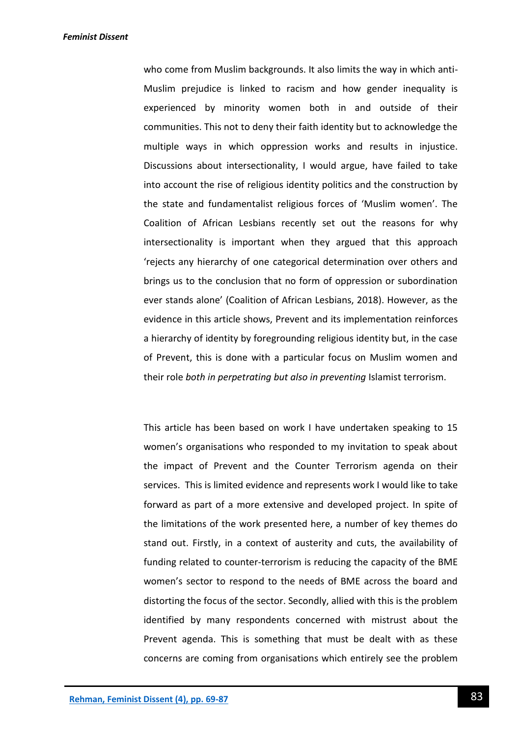who come from Muslim backgrounds. It also limits the way in which anti-Muslim prejudice is linked to racism and how gender inequality is experienced by minority women both in and outside of their communities. This not to deny their faith identity but to acknowledge the multiple ways in which oppression works and results in injustice. Discussions about intersectionality, I would argue, have failed to take into account the rise of religious identity politics and the construction by the state and fundamentalist religious forces of 'Muslim women'. The Coalition of African Lesbians recently set out the reasons for why intersectionality is important when they argued that this approach 'rejects any hierarchy of one categorical determination over others and brings us to the conclusion that no form of oppression or subordination ever stands alone' (Coalition of African Lesbians, 2018). However, as the evidence in this article shows, Prevent and its implementation reinforces a hierarchy of identity by foregrounding religious identity but, in the case of Prevent, this is done with a particular focus on Muslim women and their role *both in perpetrating but also in preventing* Islamist terrorism.

This article has been based on work I have undertaken speaking to 15 women's organisations who responded to my invitation to speak about the impact of Prevent and the Counter Terrorism agenda on their services. This is limited evidence and represents work I would like to take forward as part of a more extensive and developed project. In spite of the limitations of the work presented here, a number of key themes do stand out. Firstly, in a context of austerity and cuts, the availability of funding related to counter-terrorism is reducing the capacity of the BME women's sector to respond to the needs of BME across the board and distorting the focus of the sector. Secondly, allied with this is the problem identified by many respondents concerned with mistrust about the Prevent agenda. This is something that must be dealt with as these concerns are coming from organisations which entirely see the problem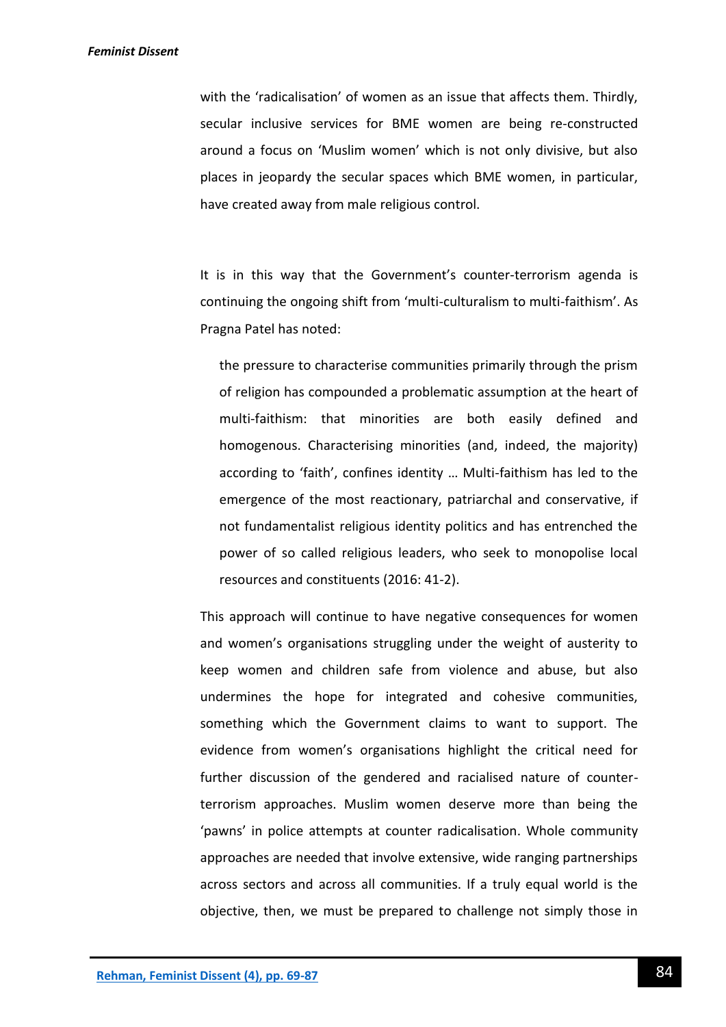with the 'radicalisation' of women as an issue that affects them. Thirdly, secular inclusive services for BME women are being re-constructed around a focus on 'Muslim women' which is not only divisive, but also places in jeopardy the secular spaces which BME women, in particular, have created away from male religious control.

It is in this way that the Government's counter-terrorism agenda is continuing the ongoing shift from 'multi-culturalism to multi-faithism'. As Pragna Patel has noted:

> the pressure to characterise communities primarily through the prism of religion has compounded a problematic assumption at the heart of multi-faithism: that minorities are both easily defined and homogenous. Characterising minorities (and, indeed, the majority) according to 'faith', confines identity … Multi-faithism has led to the emergence of the most reactionary, patriarchal and conservative, if not fundamentalist religious identity politics and has entrenched the power of so called religious leaders, who seek to monopolise local resources and constituents (2016: 41-2).

This approach will continue to have negative consequences for women and women's organisations struggling under the weight of austerity to keep women and children safe from violence and abuse, but also undermines the hope for integrated and cohesive communities, something which the Government claims to want to support. The evidence from women's organisations highlight the critical need for further discussion of the gendered and racialised nature of counter-terrorism approaches. Muslim women deserve more than being the 'pawns' in police attempts at counter radicalisation. Whole community approaches are needed that involve extensive, wide ranging partnerships across sectors and across all communities. If a truly equal world is the objective, then, we must be prepared to challenge not simply those in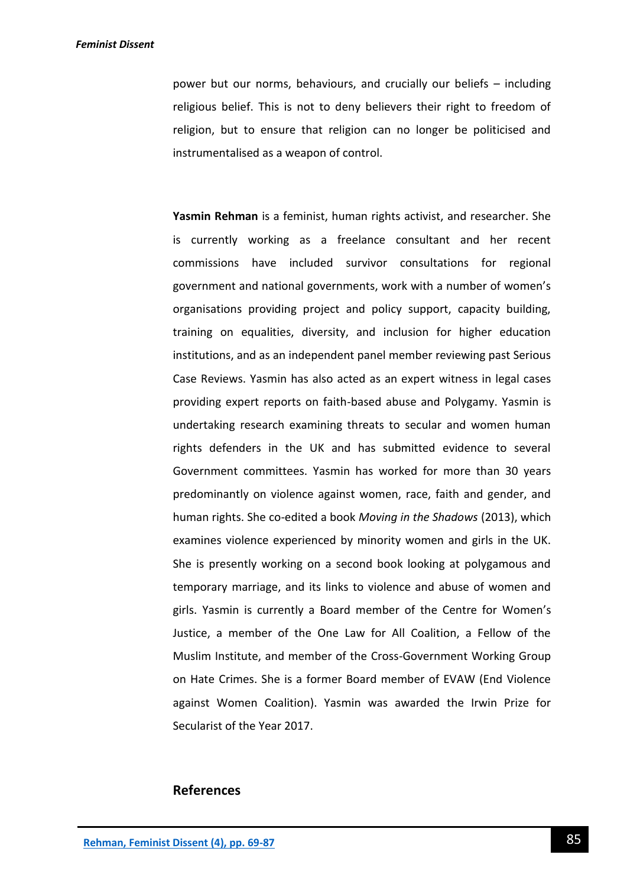power but our norms, behaviours, and crucially our beliefs – including religious belief. This is not to deny believers their right to freedom of religion, but to ensure that religion can no longer be politicised and instrumentalised as a weapon of control.

**Yasmin Rehman** is a feminist, human rights activist, and researcher. She is currently working as a freelance consultant and her recent commissions have included survivor consultations for regional government and national governments, work with a number of women's organisations providing project and policy support, capacity building, training on equalities, diversity, and inclusion for higher education institutions, and as an independent panel member reviewing past Serious Case Reviews. Yasmin has also acted as an expert witness in legal cases providing expert reports on faith-based abuse and Polygamy. Yasmin is undertaking research examining threats to secular and women human rights defenders in the UK and has submitted evidence to several Government committees. Yasmin has worked for more than 30 years predominantly on violence against women, race, faith and gender, and human rights. She co-edited a book *Moving in the Shadows* (2013), which examines violence experienced by minority women and girls in the UK. She is presently working on a second book looking at polygamous and temporary marriage, and its links to violence and abuse of women and girls. Yasmin is currently a Board member of the Centre for Women's Justice, a member of the One Law for All Coalition, a Fellow of the Muslim Institute, and member of the Cross-Government Working Group on Hate Crimes. She is a former Board member of EVAW (End Violence against Women Coalition). Yasmin was awarded the Irwin Prize for Secularist of the Year 2017.

## References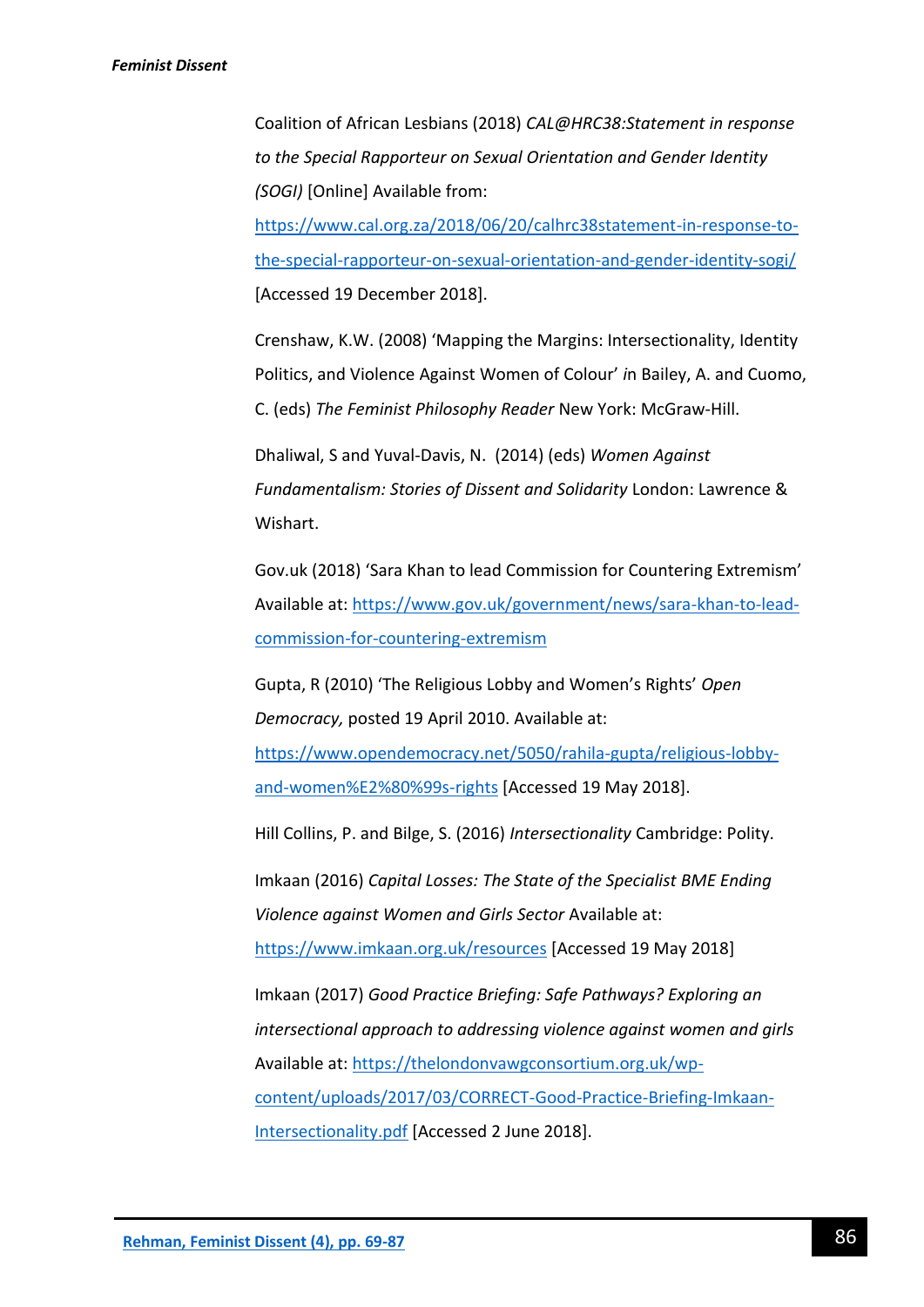Coalition of African Lesbians (2018) *CAL@HRC38:Statement in response to the Special Rapporteur on Sexual Orientation and Gender Identity (SOGI)* [Online] Available from: https://www.cal.org.za/2018/06/20/calhrc38statement-in-response-to-the-special-rapporteur-on-sexual-orientation-and-gender-identity-sogi/ [Accessed 19 December 2018].

Crenshaw, K.W. (2008) 'Mapping the Margins: Intersectionality, Identity Politics, and Violence Against Women of Colour' *i*n Bailey, A. and Cuomo, C. (eds) *The Feminist Philosophy Reader* New York: McGraw-Hill.

Dhaliwal, S and Yuval-Davis, N. (2014) (eds) *Women Against Fundamentalism: Stories of Dissent and Solidarity* London: Lawrence & Wishart.

Gov.uk (2018) 'Sara Khan to lead Commission for Countering Extremism' Available at: https://www.gov.uk/government/news/sara-khan-to-lead-commission-for-countering-extremism

Gupta, R (2010) 'The Religious Lobby and Women's Rights' *Open Democracy,* posted 19 April 2010. Available at: https://www.opendemocracy.net/5050/rahila-gupta/religious-lobby-and-women%E2%80%99s-rights [Accessed 19 May 2018].

Hill Collins, P. and Bilge, S. (2016) *Intersectionality* Cambridge: Polity.

Imkaan (2016) *Capital Losses: The State of the Specialist BME Ending Violence against Women and Girls Sector* Available at: https://www.imkaan.org.uk/resources [Accessed 19 May 2018]

Imkaan (2017) *Good Practice Briefing: Safe Pathways? Exploring an intersectional approach to addressing violence against women and girls* Available at: https://thelondonvawgconsortium.org.uk/wp-content/uploads/2017/03/CORRECT-Good-Practice-Briefing-Imkaan-Intersectionality.pdf [Accessed 2 June 2018].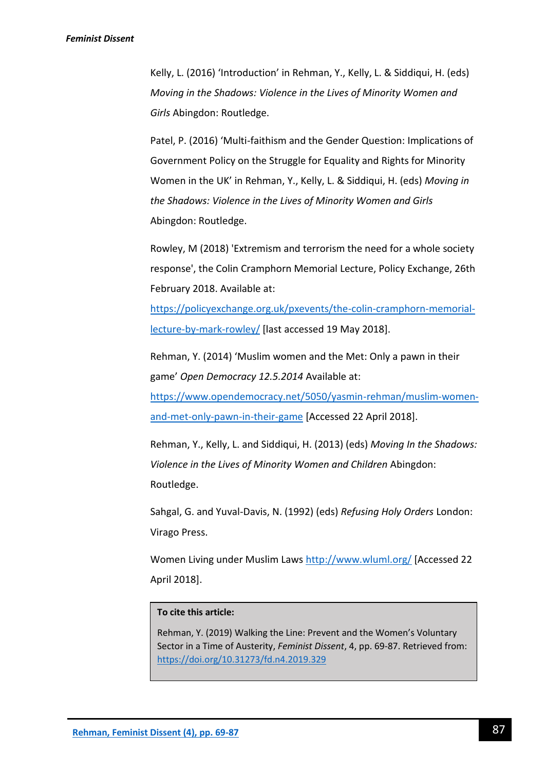Kelly, L. (2016) 'Introduction' in Rehman, Y., Kelly, L. & Siddiqui, H. (eds) *Moving in the Shadows: Violence in the Lives of Minority Women and Girls* Abingdon: Routledge.

Patel, P. (2016) 'Multi-faithism and the Gender Question: Implications of Government Policy on the Struggle for Equality and Rights for Minority Women in the UK' in Rehman, Y., Kelly, L. & Siddiqui, H. (eds) *Moving in the Shadows: Violence in the Lives of Minority Women and Girls* Abingdon: Routledge.

Rowley, M (2018) 'Extremism and terrorism the need for a whole society response', the Colin Cramphorn Memorial Lecture, Policy Exchange, 26th February 2018. Available at: https://policyexchange.org.uk/pxevents/the-colin-cramphorn-memorial-lecture-by-mark-rowley/ [last accessed 19 May 2018].

Rehman, Y. (2014) 'Muslim women and the Met: Only a pawn in their game' *Open Democracy 12.5.2014* Available at: https://www.opendemocracy.net/5050/yasmin-rehman/muslim-women-and-met-only-pawn-in-their-game [Accessed 22 April 2018].

Rehman, Y., Kelly, L. and Siddiqui, H. (2013) (eds) *Moving In the Shadows: Violence in the Lives of Minority Women and Children* Abingdon: Routledge.

Sahgal, G. and Yuval-Davis, N. (1992) (eds) *Refusing Holy Orders* London: Virago Press.

Women Living under Muslim Laws http://www.wluml.org/ [Accessed 22 April 2018].

**To cite this article:**

Rehman, Y. (2019) Walking the Line: Prevent and the Women's Voluntary Sector in a Time of Austerity, *Feminist Dissent*, 4, pp. 69-87. Retrieved from: https://doi.org/10.31273/fd.n4.2019.329